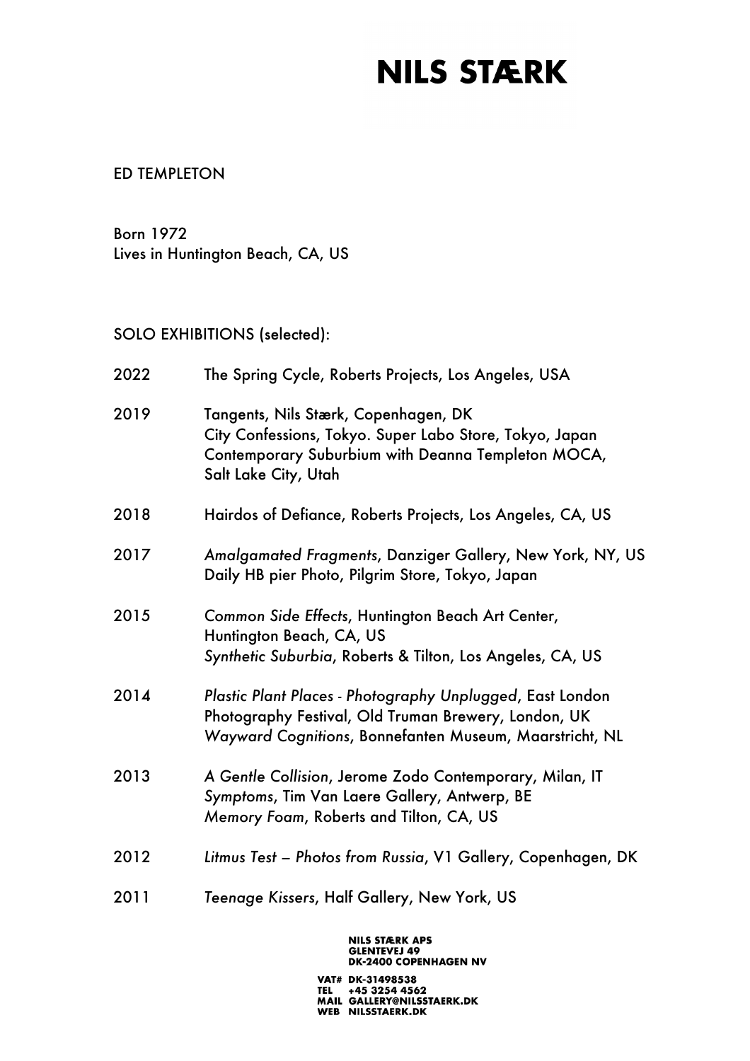# NILS STÆRK

ED TEMPLETON

Born 1972
Lives in Huntington Beach, CA, US

SOLO EXHIBITIONS (selected):

2022 The Spring Cycle, Roberts Projects, Los Angeles, USA

2019 Tangents, Nils Stærk, Copenhagen, DK
City Confessions, Tokyo. Super Labo Store, Tokyo, Japan
Contemporary Suburbium with Deanna Templeton MOCA, Salt Lake City, Utah

2018 Hairdos of Defiance, Roberts Projects, Los Angeles, CA, US

2017 *Amalgamated Fragments*, Danziger Gallery, New York, NY, US
Daily HB pier Photo, Pilgrim Store, Tokyo, Japan

2015 *Common Side Effects*, Huntington Beach Art Center, Huntington Beach, CA, US
*Synthetic Suburbia*, Roberts & Tilton, Los Angeles, CA, US

2014 *Plastic Plant Places - Photography Unplugged*, East London Photography Festival, Old Truman Brewery, London, UK
*Wayward Cognitions*, Bonnefanten Museum, Maarstricht, NL

2013 *A Gentle Collision*, Jerome Zodo Contemporary, Milan, IT
*Symptoms*, Tim Van Laere Gallery, Antwerp, BE
*Memory Foam*, Roberts and Tilton, CA, US

2012 *Litmus Test – Photos from Russia*, V1 Gallery, Copenhagen, DK

2011 *Teenage Kissers*, Half Gallery, New York, US

NILS STÆRK APS
GLENTEVEJ 49
DK-2400 COPENHAGEN NV

VAT# DK-31498538
TEL +45 3254 4562
MAIL GALLERY@NILSSTAERK.DK
WEB NILSSTAERK.DK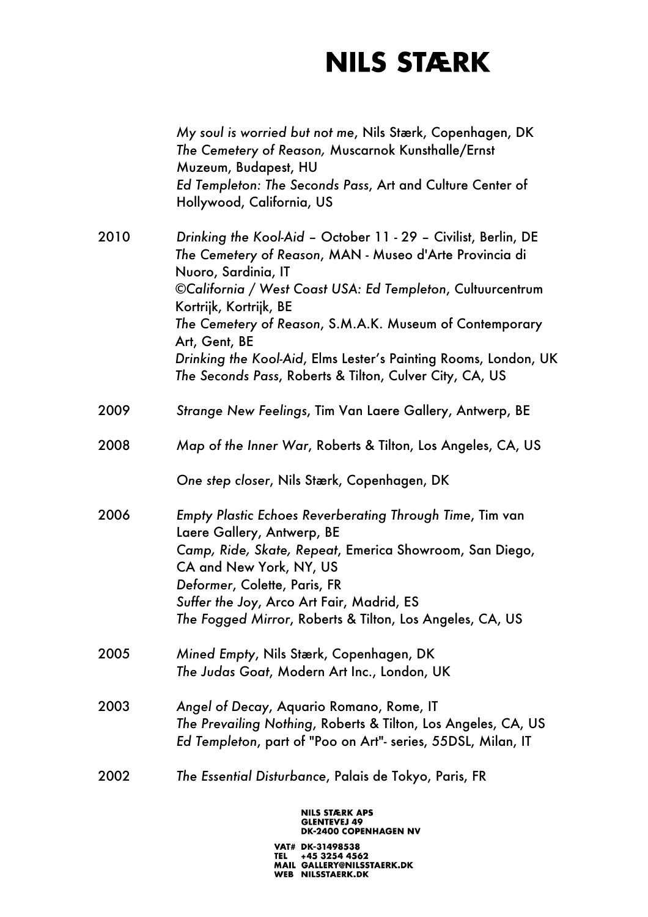*My soul is worried but not me*, Nils Stærk, Copenhagen, DK
*The Cemetery of Reason,* Muscarnok Kunsthalle/Ernst Muzeum, Budapest, HU
*Ed Templeton: The Seconds Pass*, Art and Culture Center of Hollywood, California, US

2010 *Drinking the Kool-Aid* – October 11 - 29 – Civilist, Berlin, DE
*The Cemetery of Reason*, MAN - Museo d'Arte Provincia di Nuoro, Sardinia, IT
*©California / West Coast USA: Ed Templeton*, Cultuurcentrum Kortrijk, Kortrijk, BE
*The Cemetery of Reason*, S.M.A.K. Museum of Contemporary Art, Gent, BE
*Drinking the Kool-Aid*, Elms Lester's Painting Rooms, London, UK
*The Seconds Pass*, Roberts & Tilton, Culver City, CA, US

2009 *Strange New Feelings*, Tim Van Laere Gallery, Antwerp, BE

2008 *Map of the Inner War*, Roberts & Tilton, Los Angeles, CA, US

*One step closer*, Nils Stærk, Copenhagen, DK

2006 *Empty Plastic Echoes Reverberating Through Time*, Tim van Laere Gallery, Antwerp, BE
*Camp, Ride, Skate, Repeat*, Emerica Showroom, San Diego, CA and New York, NY, US
*Deformer*, Colette, Paris, FR
*Suffer the Joy*, Arco Art Fair, Madrid, ES
*The Fogged Mirror*, Roberts & Tilton, Los Angeles, CA, US

2005 *Mined Empty*, Nils Stærk, Copenhagen, DK
*The Judas Goat*, Modern Art Inc., London, UK

2003 *Angel of Decay*, Aquario Romano, Rome, IT
*The Prevailing Nothing*, Roberts & Tilton, Los Angeles, CA, US
*Ed Templeton*, part of "Poo on Art"- series, 55DSL, Milan, IT

2002 *The Essential Disturbance*, Palais de Tokyo, Paris, FR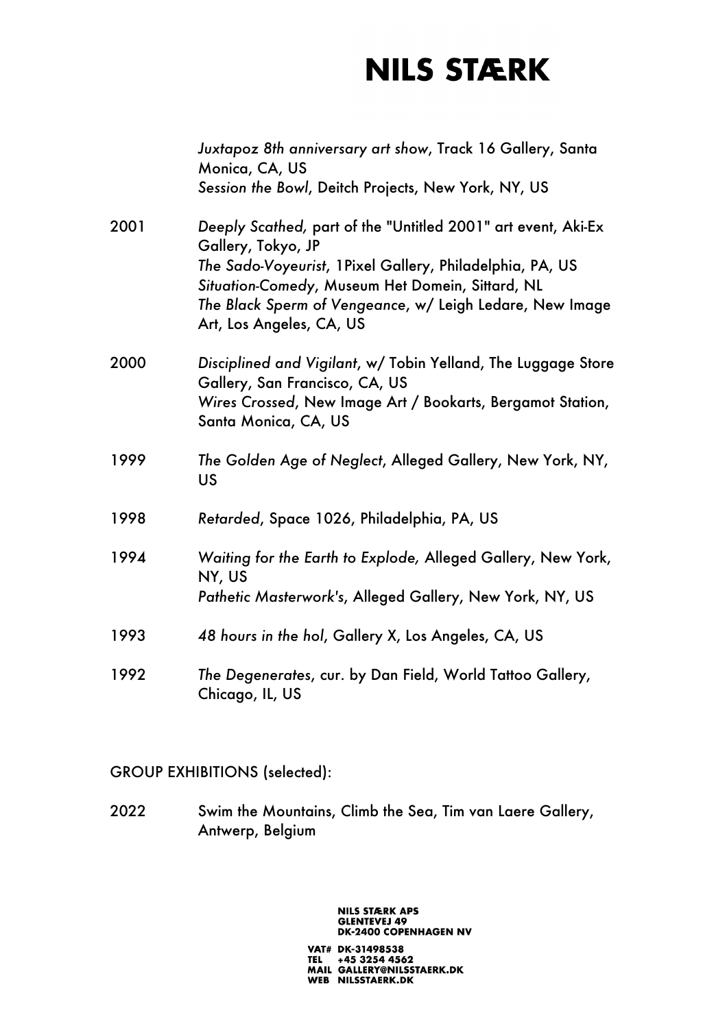| | |
|---|---|
| | *Juxtapoz 8th anniversary art show*, Track 16 Gallery, Santa Monica, CA, US |
| | *Session the Bowl*, Deitch Projects, New York, NY, US |
| 2001 | *Deeply Scathed,* part of the "Untitled 2001" art event, Aki-Ex Gallery, Tokyo, JP |
| | *The Sado-Voyeurist*, 1Pixel Gallery, Philadelphia, PA, US |
| | *Situation-Comedy*, Museum Het Domein, Sittard, NL |
| | *The Black Sperm of Vengeance*, w/ Leigh Ledare, New Image Art, Los Angeles, CA, US |
| 2000 | *Disciplined and Vigilant*, w/ Tobin Yelland, The Luggage Store Gallery, San Francisco, CA, US |
| | *Wires Crossed*, New Image Art / Bookarts, Bergamot Station, Santa Monica, CA, US |
| 1999 | *The Golden Age of Neglect*, Alleged Gallery, New York, NY, US |
| 1998 | *Retarded*, Space 1026, Philadelphia, PA, US |
| 1994 | *Waiting for the Earth to Explode,* Alleged Gallery, New York, NY, US |
| | *Pathetic Masterwork's*, Alleged Gallery, New York, NY, US |
| 1993 | *48 hours in the hol*, Gallery X, Los Angeles, CA, US |
| 1992 | *The Degenerates*, cur. by Dan Field, World Tattoo Gallery, Chicago, IL, US |

GROUP EXHIBITIONS (selected):

| | |
|---|---|
| 2022 | Swim the Mountains, Climb the Sea, Tim van Laere Gallery, Antwerp, Belgium |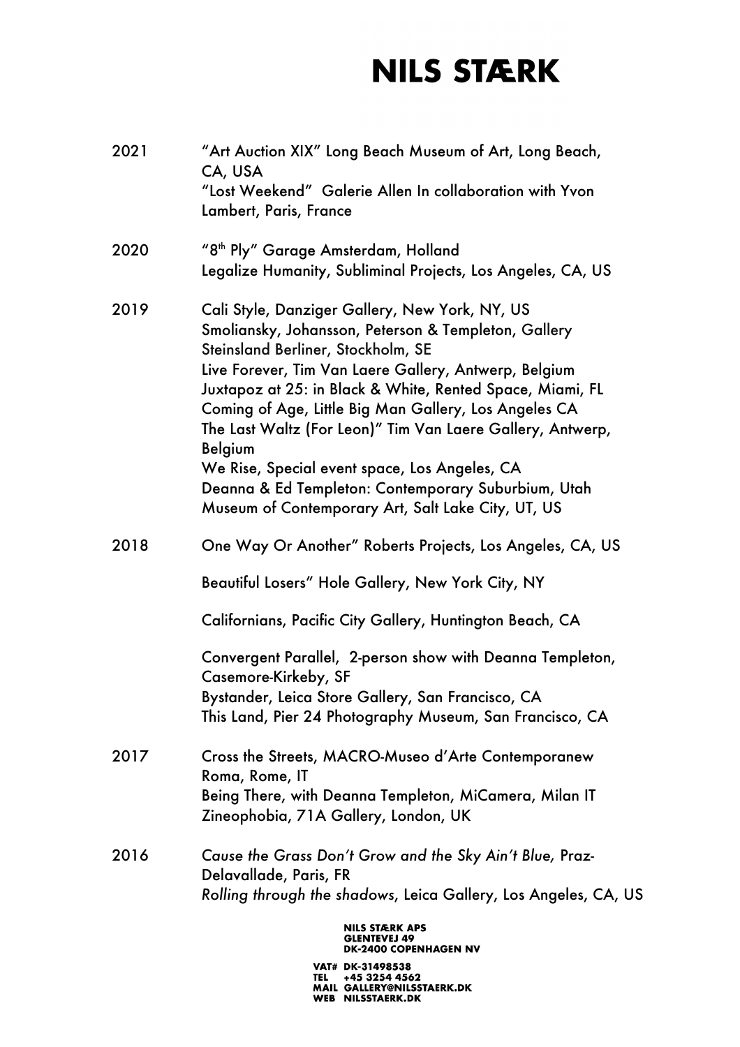# NILS STÆRK

2021 "Art Auction XIX" Long Beach Museum of Art, Long Beach, CA, USA
"Lost Weekend" Galerie Allen In collaboration with Yvon Lambert, Paris, France

2020 "8th Ply" Garage Amsterdam, Holland
Legalize Humanity, Subliminal Projects, Los Angeles, CA, US

2019 Cali Style, Danziger Gallery, New York, NY, US
Smoliansky, Johansson, Peterson & Templeton, Gallery Steinsland Berliner, Stockholm, SE
Live Forever, Tim Van Laere Gallery, Antwerp, Belgium
Juxtapoz at 25: in Black & White, Rented Space, Miami, FL
Coming of Age, Little Big Man Gallery, Los Angeles CA
The Last Waltz (For Leon)" Tim Van Laere Gallery, Antwerp, Belgium
We Rise, Special event space, Los Angeles, CA
Deanna & Ed Templeton: Contemporary Suburbium, Utah Museum of Contemporary Art, Salt Lake City, UT, US

2018 One Way Or Another" Roberts Projects, Los Angeles, CA, US

Beautiful Losers" Hole Gallery, New York City, NY

Californians, Pacific City Gallery, Huntington Beach, CA

Convergent Parallel, 2-person show with Deanna Templeton, Casemore-Kirkeby, SF
Bystander, Leica Store Gallery, San Francisco, CA
This Land, Pier 24 Photography Museum, San Francisco, CA

2017 Cross the Streets, MACRO-Museo d'Arte Contemporanew Roma, Rome, IT
Being There, with Deanna Templeton, MiCamera, Milan IT
Zineophobia, 71A Gallery, London, UK

2016 *Cause the Grass Don't Grow and the Sky Ain't Blue,* Praz-Delavallade, Paris, FR
*Rolling through the shadows*, Leica Gallery, Los Angeles, CA, US

NILS STÆRK APS
GLENTEVEJ 49
DK-2400 COPENHAGEN NV

VAT# DK-31498538
TEL +45 3254 4562
MAIL GALLERY@NILSSTAERK.DK
WEB NILSSTAERK.DK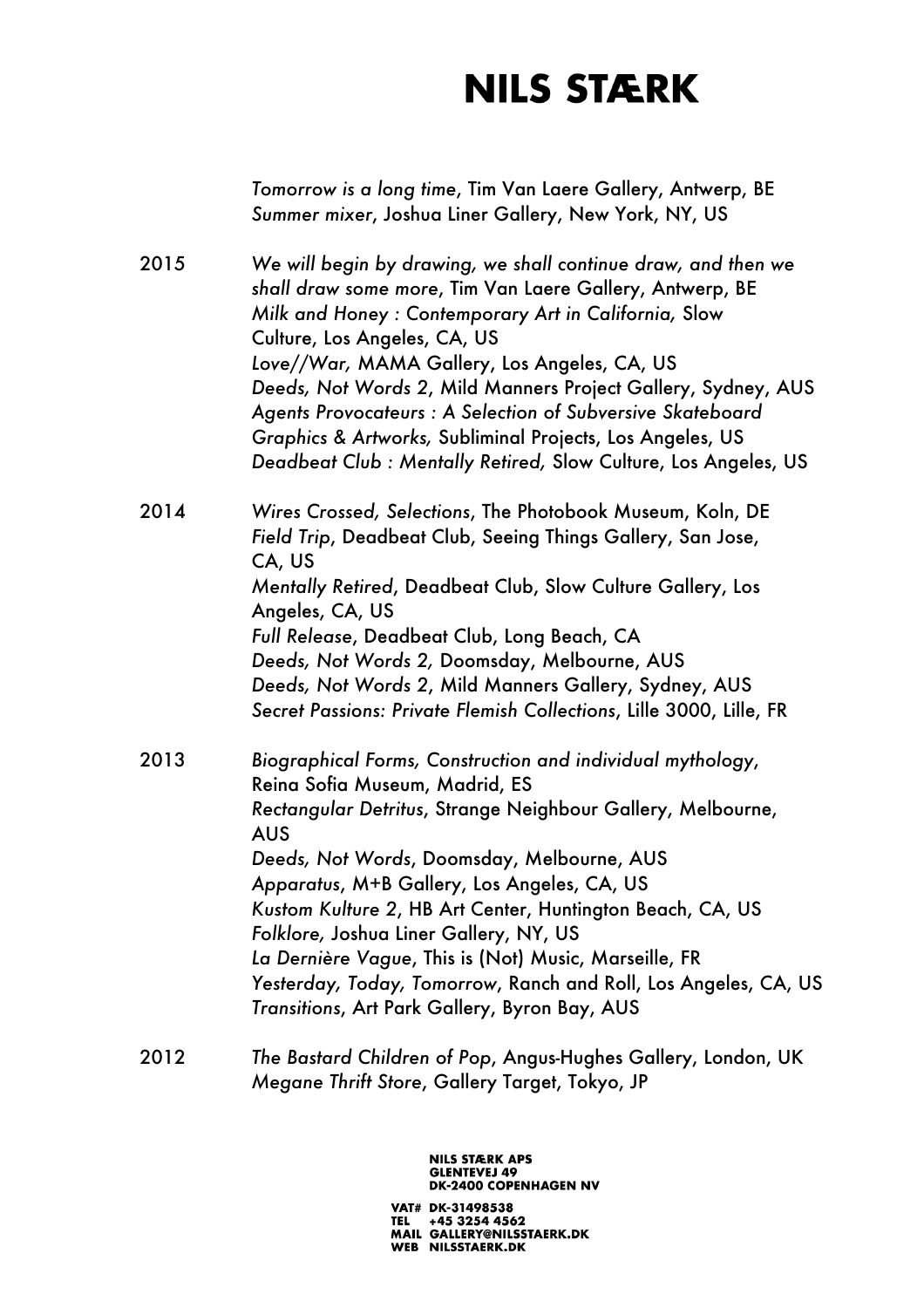*Tomorrow is a long time*, Tim Van Laere Gallery, Antwerp, BE
*Summer mixer*, Joshua Liner Gallery, New York, NY, US

2015 *We will begin by drawing, we shall continue draw, and then we shall draw some more*, Tim Van Laere Gallery, Antwerp, BE
*Milk and Honey : Contemporary Art in California,* Slow Culture, Los Angeles, CA, US
*Love//War,* MAMA Gallery, Los Angeles, CA, US
*Deeds, Not Words 2*, Mild Manners Project Gallery, Sydney, AUS
*Agents Provocateurs : A Selection of Subversive Skateboard Graphics & Artworks,* Subliminal Projects, Los Angeles, US
*Deadbeat Club : Mentally Retired,* Slow Culture, Los Angeles, US

2014 *Wires Crossed, Selections*, The Photobook Museum, Koln, DE
*Field Trip*, Deadbeat Club, Seeing Things Gallery, San Jose, CA, US
*Mentally Retired*, Deadbeat Club, Slow Culture Gallery, Los Angeles, CA, US
*Full Release*, Deadbeat Club, Long Beach, CA
*Deeds, Not Words 2,* Doomsday, Melbourne, AUS
*Deeds, Not Words 2*, Mild Manners Gallery, Sydney, AUS
*Secret Passions: Private Flemish Collections*, Lille 3000, Lille, FR

2013 *Biographical Forms, Construction and individual mythology*, Reina Sofia Museum, Madrid, ES
*Rectangular Detritus*, Strange Neighbour Gallery, Melbourne, AUS
*Deeds, Not Words*, Doomsday, Melbourne, AUS
*Apparatus*, M+B Gallery, Los Angeles, CA, US
*Kustom Kulture 2*, HB Art Center, Huntington Beach, CA, US
*Folklore,* Joshua Liner Gallery, NY, US
*La Dernière Vague*, This is (Not) Music, Marseille, FR
*Yesterday, Today, Tomorrow*, Ranch and Roll, Los Angeles, CA, US
*Transitions*, Art Park Gallery, Byron Bay, AUS

2012 *The Bastard Children of Pop*, Angus-Hughes Gallery, London, UK
*Megane Thrift Store*, Gallery Target, Tokyo, JP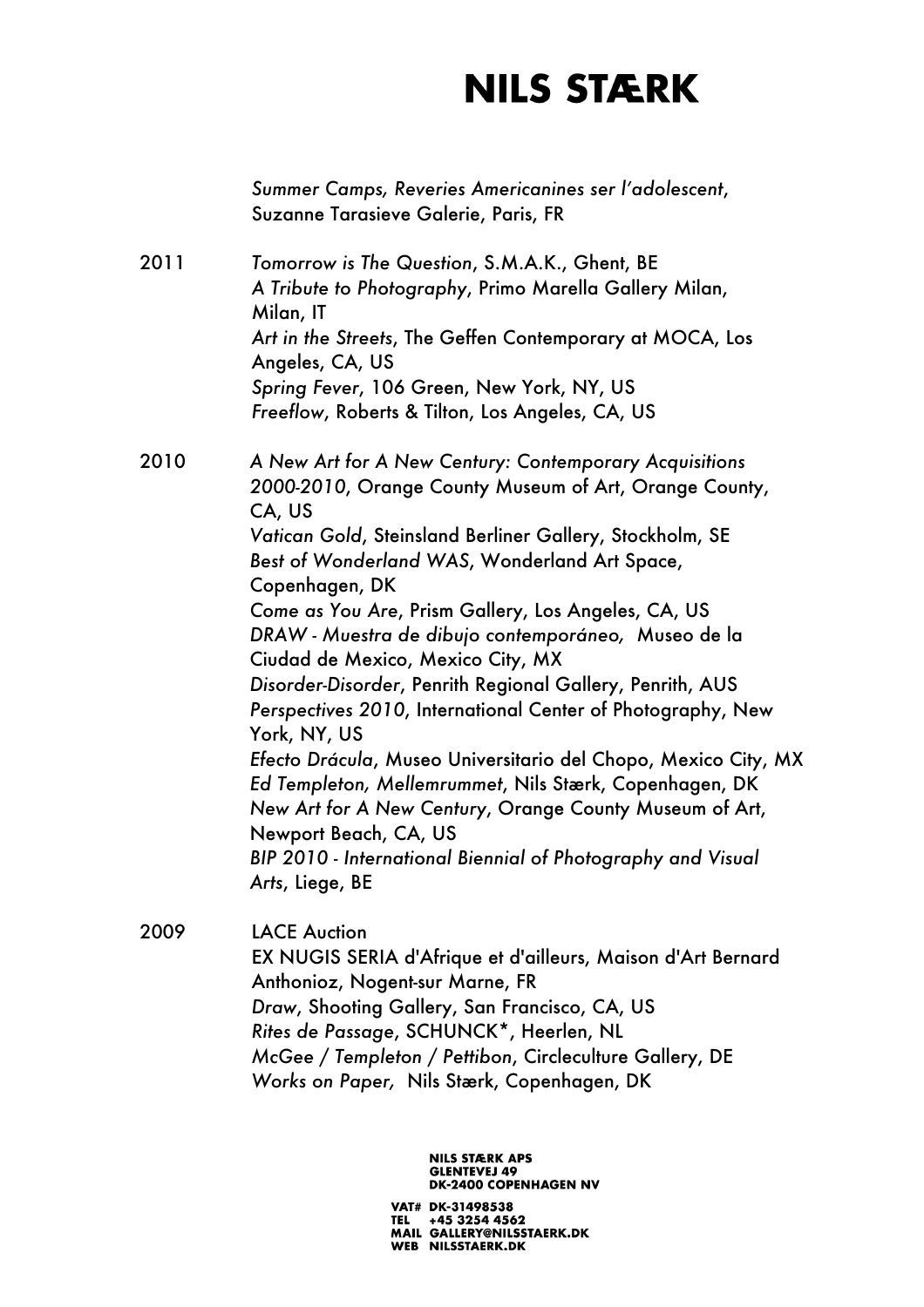*Summer Camps, Reveries Americanines ser l'adolescent*, Suzanne Tarasieve Galerie, Paris, FR

2011
*Tomorrow is The Question*, S.M.A.K., Ghent, BE
*A Tribute to Photography*, Primo Marella Gallery Milan, Milan, IT
*Art in the Streets*, The Geffen Contemporary at MOCA, Los Angeles, CA, US
*Spring Fever*, 106 Green, New York, NY, US
*Freeflow*, Roberts & Tilton, Los Angeles, CA, US

2010
*A New Art for A New Century: Contemporary Acquisitions 2000-2010*, Orange County Museum of Art, Orange County, CA, US
*Vatican Gold*, Steinsland Berliner Gallery, Stockholm, SE
*Best of Wonderland WAS*, Wonderland Art Space, Copenhagen, DK
*Come as You Are*, Prism Gallery, Los Angeles, CA, US
*DRAW - Muestra de dibujo contemporáneo,* Museo de la Ciudad de Mexico, Mexico City, MX
*Disorder-Disorder*, Penrith Regional Gallery, Penrith, AUS
*Perspectives 2010*, International Center of Photography, New York, NY, US
*Efecto Drácula*, Museo Universitario del Chopo, Mexico City, MX
*Ed Templeton, Mellemrummet*, Nils Stærk, Copenhagen, DK
*New Art for A New Century*, Orange County Museum of Art, Newport Beach, CA, US
*BIP 2010 - International Biennial of Photography and Visual Arts*, Liege, BE

2009
LACE Auction
EX NUGIS SERIA d'Afrique et d'ailleurs, Maison d'Art Bernard Anthonioz, Nogent-sur Marne, FR
*Draw*, Shooting Gallery, San Francisco, CA, US
*Rites de Passage*, SCHUNCK*, Heerlen, NL
*McGee / Templeton / Pettibon*, Circleculture Gallery, DE
*Works on Paper,* Nils Stærk, Copenhagen, DK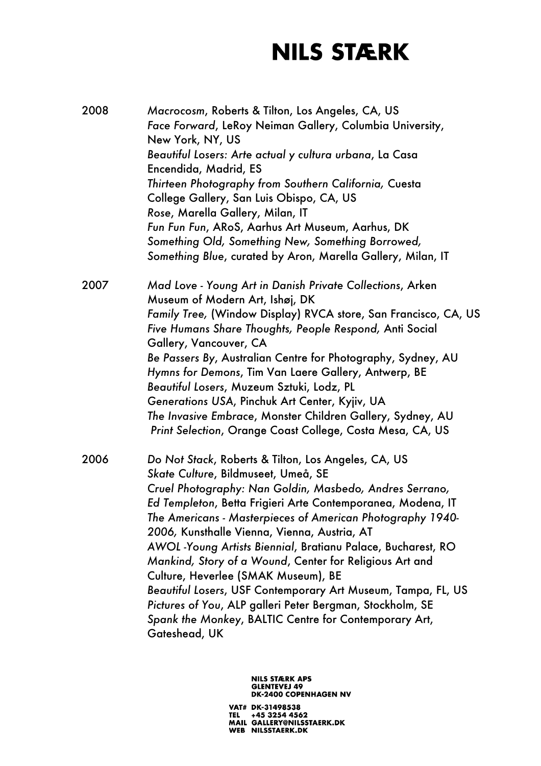2008 *Macrocosm*, Roberts & Tilton, Los Angeles, CA, US
*Face Forward*, LeRoy Neiman Gallery, Columbia University, New York, NY, US
*Beautiful Losers: Arte actual y cultura urbana*, La Casa Encendida, Madrid, ES
*Thirteen Photography from Southern California,* Cuesta College Gallery, San Luis Obispo, CA, US
*Rose*, Marella Gallery, Milan, IT
*Fun Fun Fun*, ARoS, Aarhus Art Museum, Aarhus, DK
*Something Old, Something New, Something Borrowed, Something Blue*, curated by Aron, Marella Gallery, Milan, IT

2007 *Mad Love - Young Art in Danish Private Collections*, Arken Museum of Modern Art, Ishøj, DK
*Family Tree,* (Window Display) RVCA store, San Francisco, CA, US
*Five Humans Share Thoughts, People Respond,* Anti Social Gallery, Vancouver, CA
*Be Passers By*, Australian Centre for Photography, Sydney, AU
*Hymns for Demons*, Tim Van Laere Gallery, Antwerp, BE
*Beautiful Losers*, Muzeum Sztuki, Lodz, PL
*Generations USA*, Pinchuk Art Center, Kyjiv, UA
*The Invasive Embrace*, Monster Children Gallery, Sydney, AU
*Print Selection*, Orange Coast College, Costa Mesa, CA, US

2006 *Do Not Stack*, Roberts & Tilton, Los Angeles, CA, US
*Skate Culture*, Bildmuseet, Umeå, SE
*Cruel Photography: Nan Goldin, Masbedo, Andres Serrano, Ed Templeton*, Betta Frigieri Arte Contemporanea, Modena, IT
*The Americans - Masterpieces of American Photography 1940-2006,* Kunsthalle Vienna, Vienna, Austria, AT
*AWOL -Young Artists Biennial*, Bratianu Palace, Bucharest, RO
*Mankind, Story of a Wound*, Center for Religious Art and Culture, Heverlee (SMAK Museum), BE
*Beautiful Losers*, USF Contemporary Art Museum, Tampa, FL, US
*Pictures of You*, ALP galleri Peter Bergman, Stockholm, SE
*Spank the Monkey*, BALTIC Centre for Contemporary Art, Gateshead, UK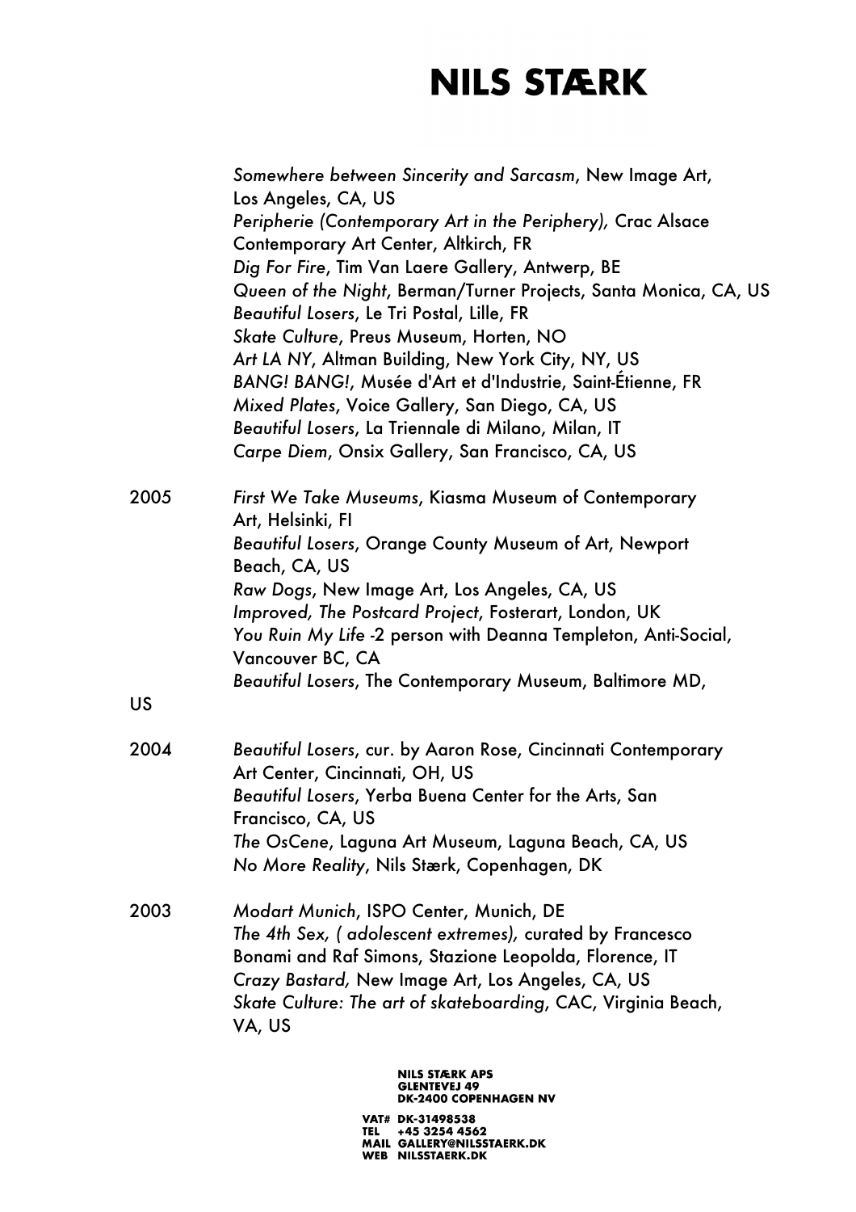*Somewhere between Sincerity and Sarcasm*, New Image Art, Los Angeles, CA, US
*Peripherie (Contemporary Art in the Periphery),* Crac Alsace Contemporary Art Center, Altkirch, FR
*Dig For Fire*, Tim Van Laere Gallery, Antwerp, BE
*Queen of the Night*, Berman/Turner Projects, Santa Monica, CA, US
*Beautiful Losers*, Le Tri Postal, Lille, FR
*Skate Culture*, Preus Museum, Horten, NO
*Art LA NY*, Altman Building, New York City, NY, US
*BANG! BANG!*, Musée d'Art et d'Industrie, Saint-Étienne, FR
*Mixed Plates*, Voice Gallery, San Diego, CA, US
*Beautiful Losers*, La Triennale di Milano, Milan, IT
*Carpe Diem*, Onsix Gallery, San Francisco, CA, US

2005
*First We Take Museums*, Kiasma Museum of Contemporary Art, Helsinki, FI
*Beautiful Losers*, Orange County Museum of Art, Newport Beach, CA, US
*Raw Dogs*, New Image Art, Los Angeles, CA, US
*Improved, The Postcard Project*, Fosterart, London, UK
*You Ruin My Life* -2 person with Deanna Templeton, Anti-Social, Vancouver BC, CA
*Beautiful Losers*, The Contemporary Museum, Baltimore MD, US

2004
*Beautiful Losers*, cur. by Aaron Rose, Cincinnati Contemporary Art Center, Cincinnati, OH, US
*Beautiful Losers*, Yerba Buena Center for the Arts, San Francisco, CA, US
*The OsCene*, Laguna Art Museum, Laguna Beach, CA, US
*No More Reality*, Nils Stærk, Copenhagen, DK

2003
*Modart Munich*, ISPO Center, Munich, DE
*The 4th Sex, ( adolescent extremes),* curated by Francesco Bonami and Raf Simons, Stazione Leopolda, Florence, IT
*Crazy Bastard,* New Image Art, Los Angeles, CA, US
*Skate Culture: The art of skateboarding*, CAC, Virginia Beach, VA, US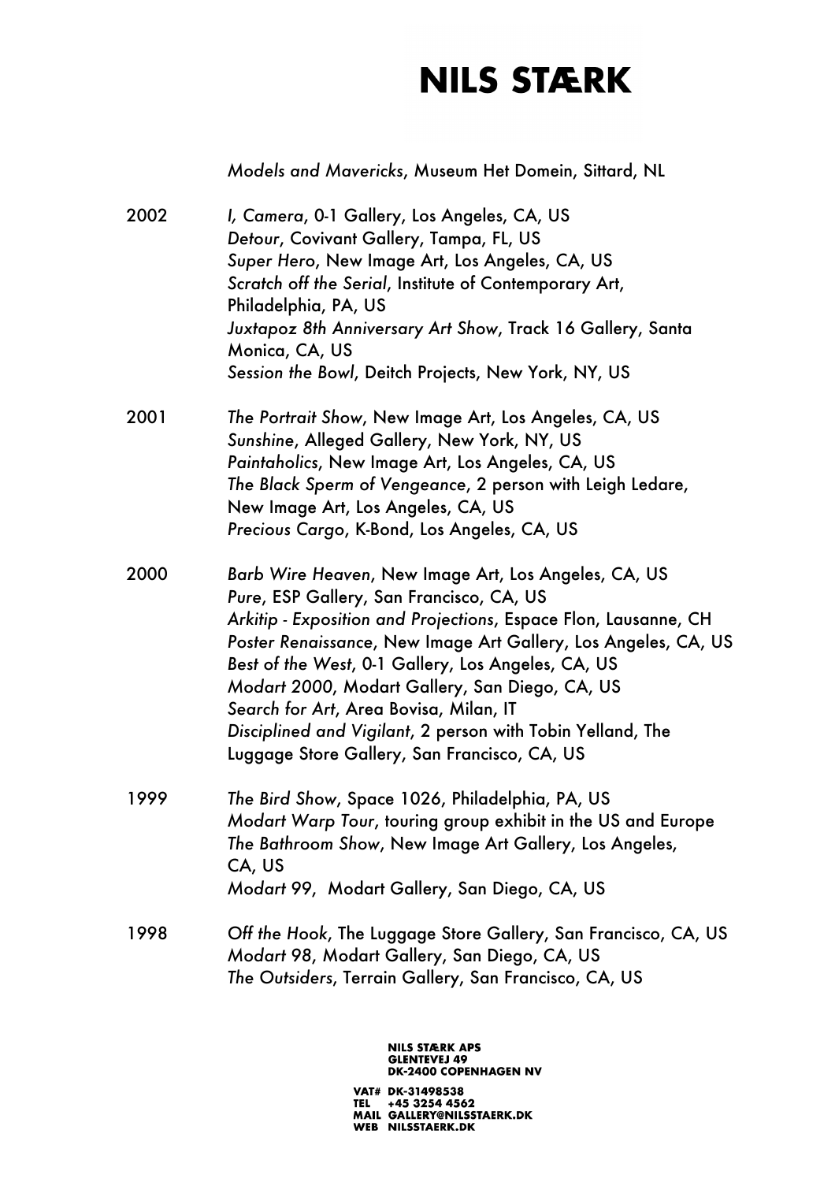*Models and Mavericks*, Museum Het Domein, Sittard, NL

2002
*I, Camera*, 0-1 Gallery, Los Angeles, CA, US
*Detour*, Covivant Gallery, Tampa, FL, US
*Super Hero*, New Image Art, Los Angeles, CA, US
*Scratch off the Serial*, Institute of Contemporary Art, Philadelphia, PA, US
*Juxtapoz 8th Anniversary Art Show*, Track 16 Gallery, Santa Monica, CA, US
*Session the Bowl*, Deitch Projects, New York, NY, US

2001
*The Portrait Show*, New Image Art, Los Angeles, CA, US
*Sunshine*, Alleged Gallery, New York, NY, US
*Paintaholics*, New Image Art, Los Angeles, CA, US
*The Black Sperm of Vengeance*, 2 person with Leigh Ledare, New Image Art, Los Angeles, CA, US
*Precious Cargo*, K-Bond, Los Angeles, CA, US

2000
*Barb Wire Heaven*, New Image Art, Los Angeles, CA, US
*Pure*, ESP Gallery, San Francisco, CA, US
*Arkitip - Exposition and Projections*, Espace Flon, Lausanne, CH
*Poster Renaissance*, New Image Art Gallery, Los Angeles, CA, US
*Best of the West*, 0-1 Gallery, Los Angeles, CA, US
*Modart 2000*, Modart Gallery, San Diego, CA, US
*Search for Art*, Area Bovisa, Milan, IT
*Disciplined and Vigilant*, 2 person with Tobin Yelland, The Luggage Store Gallery, San Francisco, CA, US

1999
*The Bird Show*, Space 1026, Philadelphia, PA, US
*Modart Warp Tour*, touring group exhibit in the US and Europe
*The Bathroom Show*, New Image Art Gallery, Los Angeles, CA, US
*Modart 99*, Modart Gallery, San Diego, CA, US

1998
*Off the Hook*, The Luggage Store Gallery, San Francisco, CA, US
*Modart 98*, Modart Gallery, San Diego, CA, US
*The Outsiders*, Terrain Gallery, San Francisco, CA, US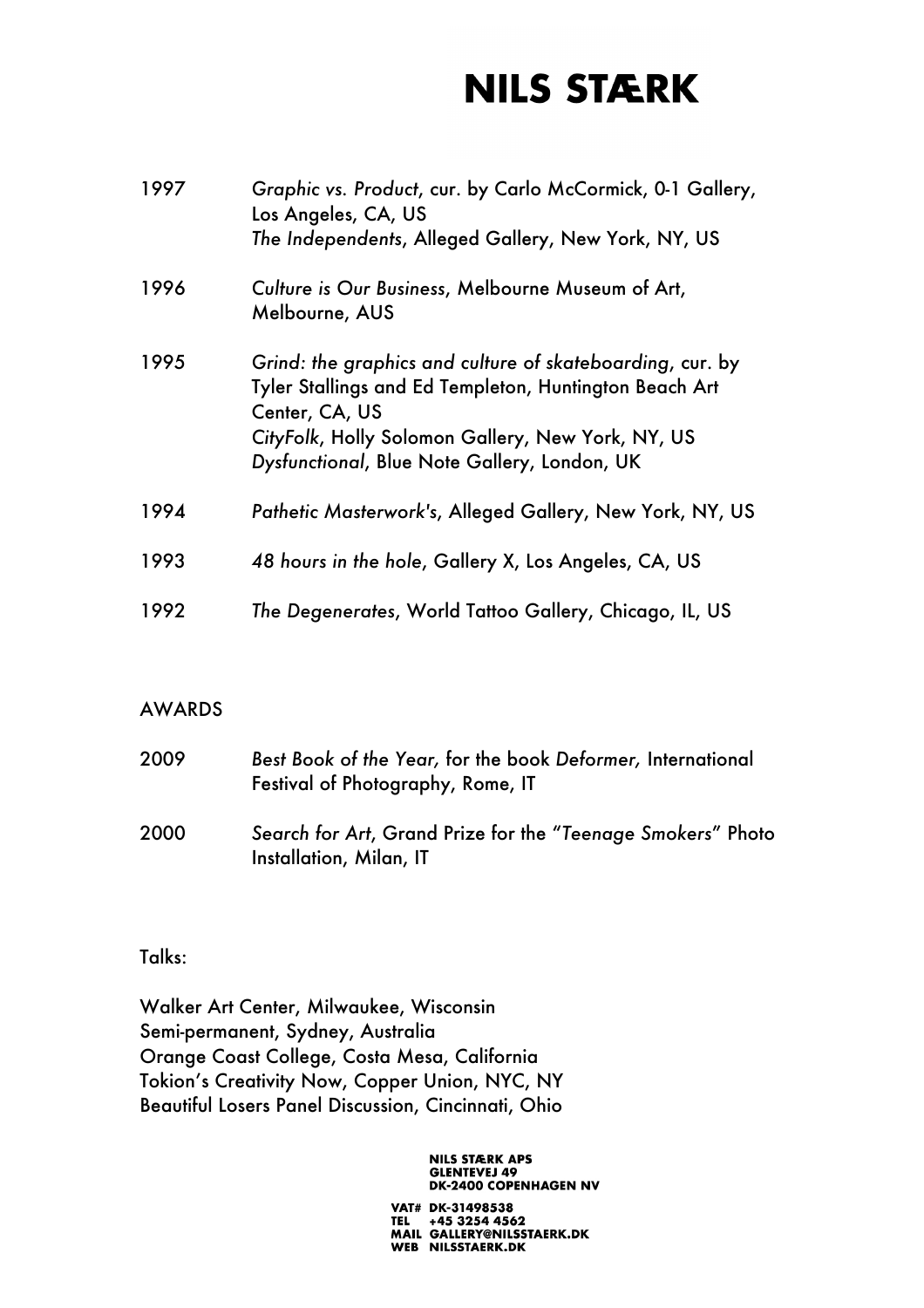1997 *Graphic vs. Product*, cur. by Carlo McCormick, 0-1 Gallery, Los Angeles, CA, US
*The Independents*, Alleged Gallery, New York, NY, US

1996 *Culture is Our Business*, Melbourne Museum of Art, Melbourne, AUS

1995 *Grind: the graphics and culture of skateboarding*, cur. by Tyler Stallings and Ed Templeton, Huntington Beach Art Center, CA, US
*CityFolk*, Holly Solomon Gallery, New York, NY, US
*Dysfunctional*, Blue Note Gallery, London, UK

1994 *Pathetic Masterwork's*, Alleged Gallery, New York, NY, US

1993 *48 hours in the hole*, Gallery X, Los Angeles, CA, US

1992 *The Degenerates*, World Tattoo Gallery, Chicago, IL, US

AWARDS

2009 *Best Book of the Year,* for the book *Deformer,* International Festival of Photography, Rome, IT

2000 *Search for Art*, Grand Prize for the "*Teenage Smokers*" Photo Installation, Milan, IT

Talks:

Walker Art Center, Milwaukee, Wisconsin
Semi-permanent, Sydney, Australia
Orange Coast College, Costa Mesa, California
Tokion's Creativity Now, Copper Union, NYC, NY
Beautiful Losers Panel Discussion, Cincinnati, Ohio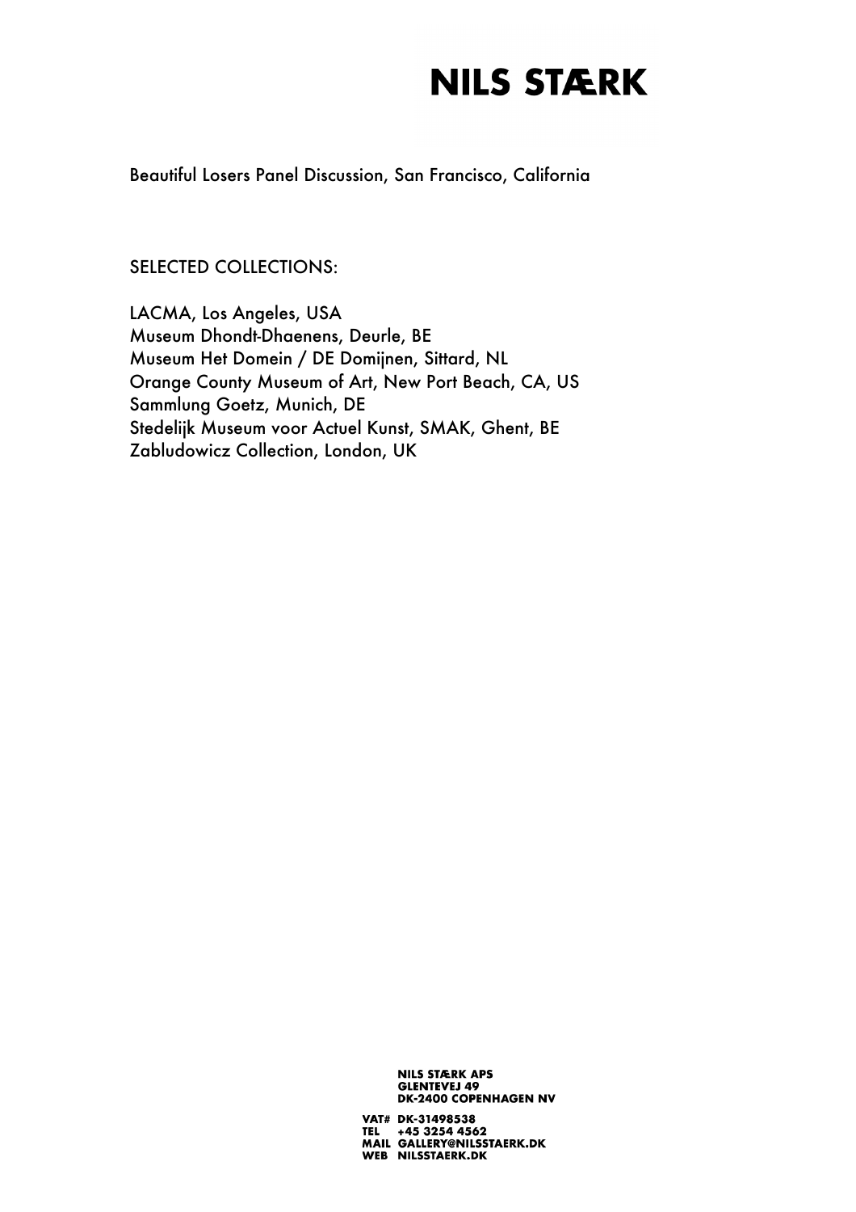Beautiful Losers Panel Discussion, San Francisco, California

SELECTED COLLECTIONS:

LACMA, Los Angeles, USA
Museum Dhondt-Dhaenens, Deurle, BE
Museum Het Domein / DE Domijnen, Sittard, NL
Orange County Museum of Art, New Port Beach, CA, US
Sammlung Goetz, Munich, DE
Stedelijk Museum voor Actuel Kunst, SMAK, Ghent, BE
Zabludowicz Collection, London, UK